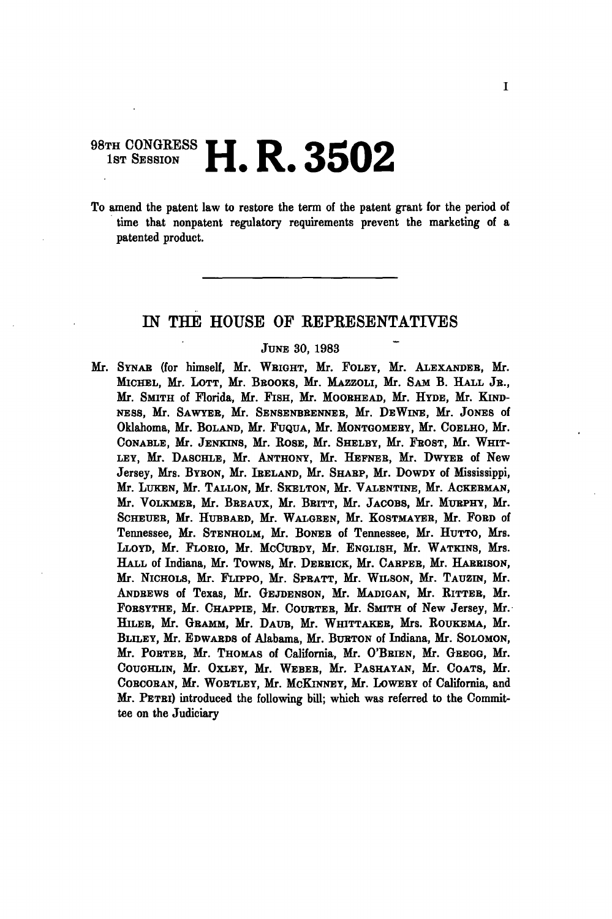98TH CONGRESS
1ST SESSION

# H. R. 3502

To amend the patent law to restore the term of the patent grant for the period of time that nonpatent regulatory requirements prevent the marketing of a patented product.

---

## IN THE HOUSE OF REPRESENTATIVES

JUNE 30, 1983

Mr. SYNAR (for himself, Mr. WRIGHT, Mr. FOLEY, Mr. ALEXANDER, Mr. MICHEL, Mr. LOTT, Mr. BROOKS, Mr. MAZZOLI, Mr. SAM B. HALL JR., Mr. SMITH of Florida, Mr. FISH, Mr. MOORHEAD, Mr. HYDE, Mr. KINDNESS, Mr. SAWYER, Mr. SENSENBRENNER, Mr. DEWINE, Mr. JONES of Oklahoma, Mr. BOLAND, Mr. FUQUA, Mr. MONTGOMERY, Mr. COELHO, Mr. CONABLE, Mr. JENKINS, Mr. ROSE, Mr. SHELBY, Mr. FROST, Mr. WHITLEY, Mr. DASCHLE, Mr. ANTHONY, Mr. HEFNER, Mr. DWYER of New Jersey, Mrs. BYRON, Mr. IRELAND, Mr. SHARP, Mr. DOWDY of Mississippi, Mr. LUKEN, Mr. TALLON, Mr. SKELTON, Mr. VALENTINE, Mr. ACKERMAN, Mr. VOLKMER, Mr. BREAUX, Mr. BRITT, Mr. JACOBS, Mr. MURPHY, Mr. SCHEUER, Mr. HUBBARD, Mr. WALGREN, Mr. KOSTMAYER, Mr. FORD of Tennessee, Mr. STENHOLM, Mr. BONER of Tennessee, Mr. HUTTO, Mrs. LLOYD, Mr. FLORIO, Mr. MCCURDY, Mr. ENGLISH, Mr. WATKINS, Mrs. HALL of Indiana, Mr. TOWNS, Mr. DERRICK, Mr. CARPER, Mr. HARRISON, Mr. NICHOLS, Mr. FLIPPO, Mr. SPRATT, Mr. WILSON, Mr. TAUZIN, Mr. ANDREWS of Texas, Mr. GEJDENSON, Mr. MADIGAN, Mr. RITTER, Mr. FORSYTHE, Mr. CHAPPIE, Mr. COURTER, Mr. SMITH of New Jersey, Mr. HILER, Mr. GRAMM, Mr. DAUB, Mr. WHITTAKER, Mrs. ROUKEMA, Mr. BLILEY, Mr. EDWARDS of Alabama, Mr. BURTON of Indiana, Mr. SOLOMON, Mr. PORTER, Mr. THOMAS of California, Mr. O'BRIEN, Mr. GREGG, Mr. COUGHLIN, Mr. OXLEY, Mr. WEBER, Mr. PASHAYAN, Mr. COATS, Mr. CORCORAN, Mr. WORTLEY, Mr. MCKINNEY, Mr. LOWERY of California, and Mr. PETRI) introduced the following bill; which was referred to the Committee on the Judiciary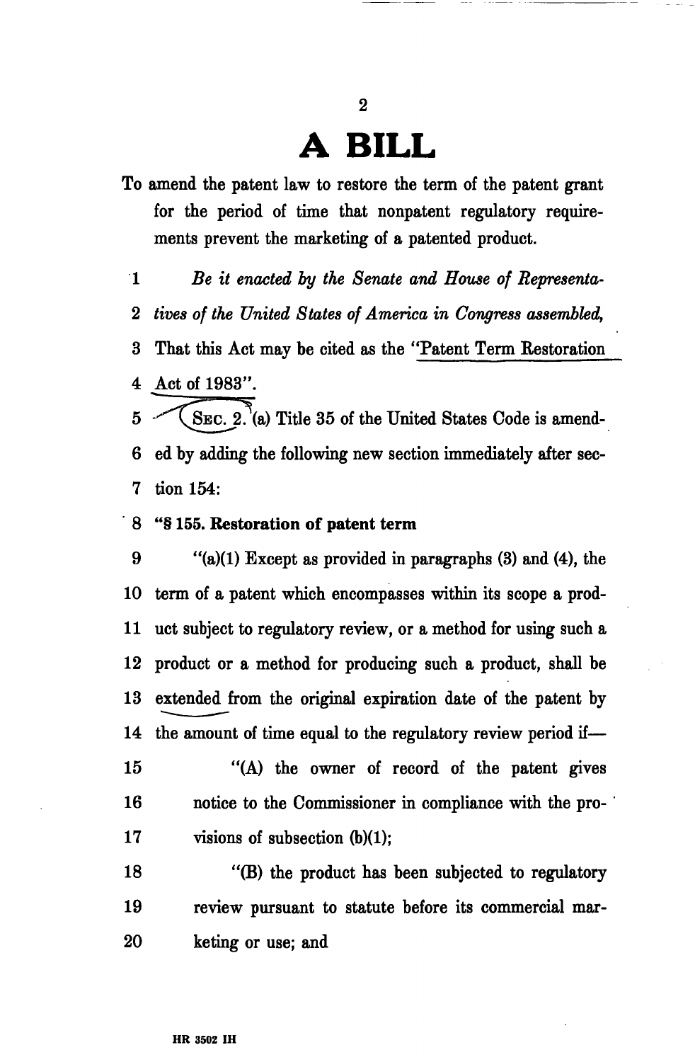# A BILL

To amend the patent law to restore the term of the patent grant for the period of time that nonpatent regulatory requirements prevent the marketing of a patented product.

1 *Be it enacted by the Senate and House of Representa-*
2 *tives of the United States of America in Congress assembled,*
3 That this Act may be cited as the "Patent Term Restoration
4 Act of 1983".
5 SEC. 2. (a) Title 35 of the United States Code is amend-
6 ed by adding the following new section immediately after sec-
7 tion 154:

8 **"§ 155. Restoration of patent term**

9 "(a)(1) Except as provided in paragraphs (3) and (4), the
10 term of a patent which encompasses within its scope a prod-
11 uct subject to regulatory review, or a method for using such a
12 product or a method for producing such a product, shall be
13 extended from the original expiration date of the patent by
14 the amount of time equal to the regulatory review period if—

15 "(A) the owner of record of the patent gives
16 notice to the Commissioner in compliance with the pro-
17 visions of subsection (b)(1);

18 "(B) the product has been subjected to regulatory
19 review pursuant to statute before its commercial mar-
20 keting or use; and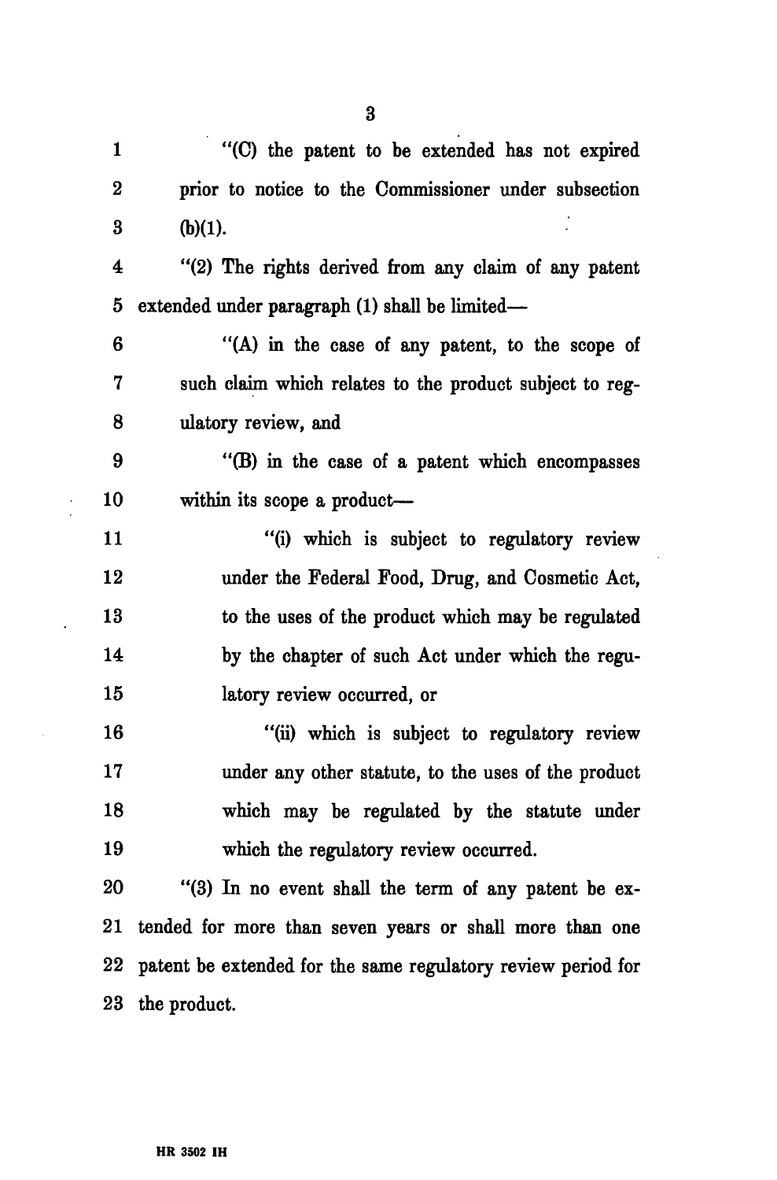"(C) the patent to be extended has not expired prior to notice to the Commissioner under subsection (b)(1).

"(2) The rights derived from any claim of any patent extended under paragraph (1) shall be limited—

"(A) in the case of any patent, to the scope of such claim which relates to the product subject to regulatory review, and

"(B) in the case of a patent which encompasses within its scope a product—

"(i) which is subject to regulatory review under the Federal Food, Drug, and Cosmetic Act, to the uses of the product which may be regulated by the chapter of such Act under which the regulatory review occurred, or

"(ii) which is subject to regulatory review under any other statute, to the uses of the product which may be regulated by the statute under which the regulatory review occurred.

"(3) In no event shall the term of any patent be extended for more than seven years or shall more than one patent be extended for the same regulatory review period for the product.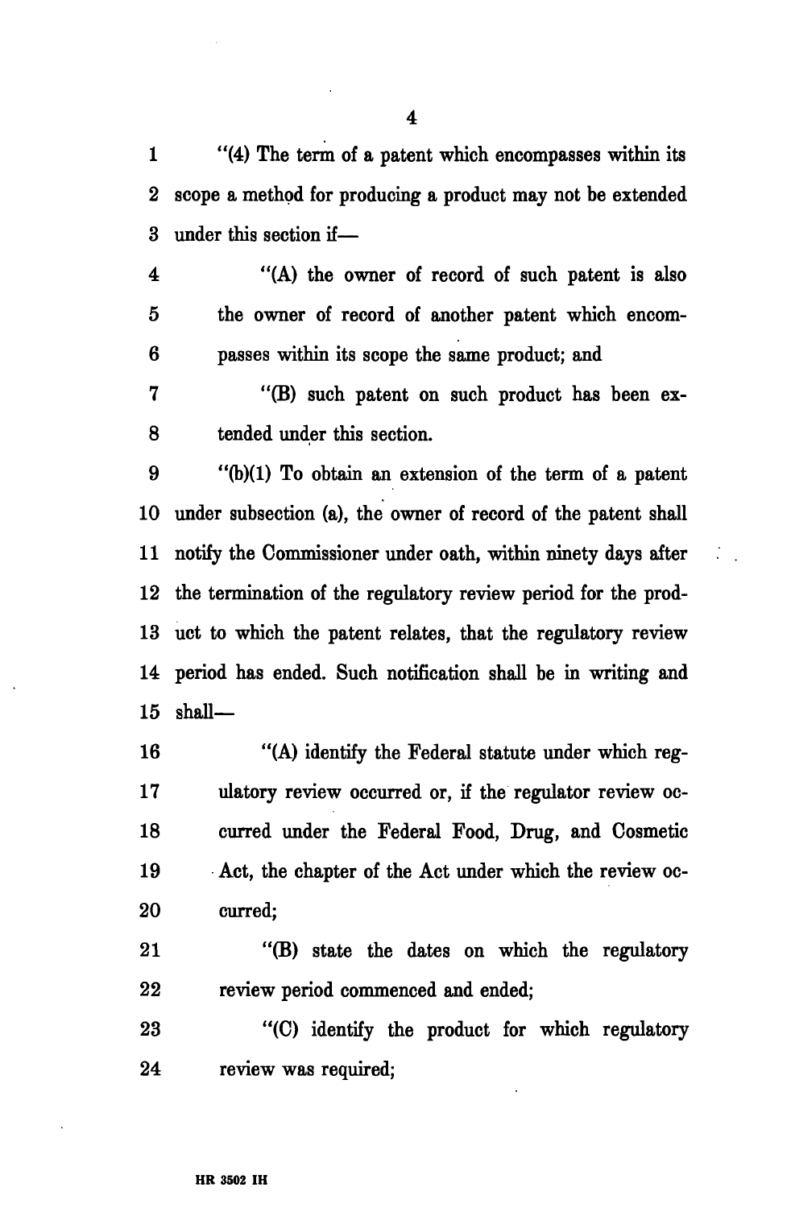"(4) The term of a patent which encompasses within its scope a method for producing a product may not be extended under this section if—

"(A) the owner of record of such patent is also the owner of record of another patent which encompasses within its scope the same product; and

"(B) such patent on such product has been extended under this section.

"(b)(1) To obtain an extension of the term of a patent under subsection (a), the owner of record of the patent shall notify the Commissioner under oath, within ninety days after the termination of the regulatory review period for the product to which the patent relates, that the regulatory review period has ended. Such notification shall be in writing and shall—

"(A) identify the Federal statute under which regulatory review occurred or, if the regulator review occurred under the Federal Food, Drug, and Cosmetic Act, the chapter of the Act under which the review occurred;

"(B) state the dates on which the regulatory review period commenced and ended;

"(C) identify the product for which regulatory review was required;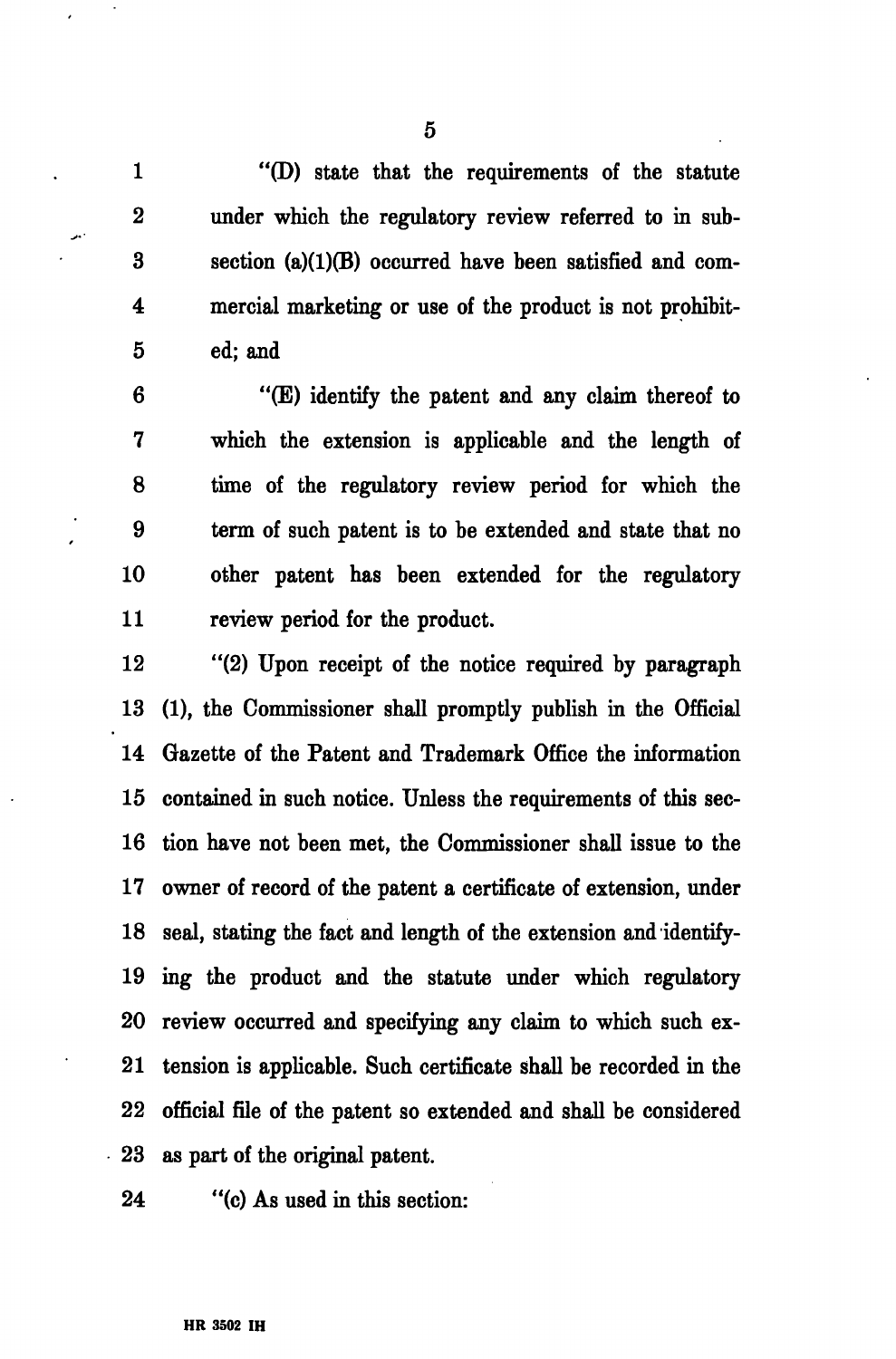"(D) state that the requirements of the statute under which the regulatory review referred to in subsection (a)(1)(B) occurred have been satisfied and commercial marketing or use of the product is not prohibited; and

"(E) identify the patent and any claim thereof to which the extension is applicable and the length of time of the regulatory review period for which the term of such patent is to be extended and state that no other patent has been extended for the regulatory review period for the product.

"(2) Upon receipt of the notice required by paragraph (1), the Commissioner shall promptly publish in the Official Gazette of the Patent and Trademark Office the information contained in such notice. Unless the requirements of this section have not been met, the Commissioner shall issue to the owner of record of the patent a certificate of extension, under seal, stating the fact and length of the extension and identifying the product and the statute under which regulatory review occurred and specifying any claim to which such extension is applicable. Such certificate shall be recorded in the official file of the patent so extended and shall be considered as part of the original patent.

"(c) As used in this section: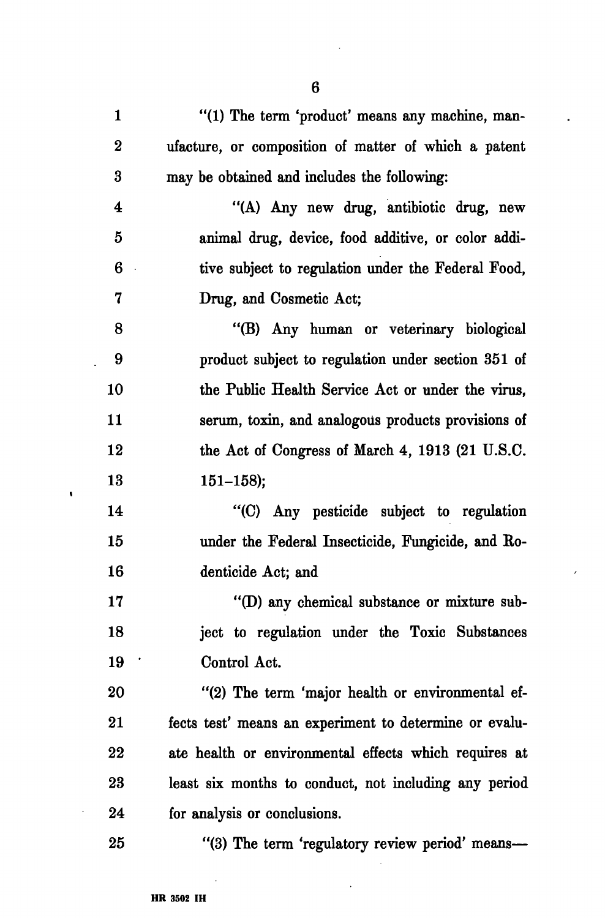"(1) The term 'product' means any machine, manufacture, or composition of matter of which a patent may be obtained and includes the following:

"(A) Any new drug, antibiotic drug, new animal drug, device, food additive, or color additive subject to regulation under the Federal Food, Drug, and Cosmetic Act;

"(B) Any human or veterinary biological product subject to regulation under section 351 of the Public Health Service Act or under the virus, serum, toxin, and analogous products provisions of the Act of Congress of March 4, 1913 (21 U.S.C. 151–158);

"(C) Any pesticide subject to regulation under the Federal Insecticide, Fungicide, and Rodenticide Act; and

"(D) any chemical substance or mixture subject to regulation under the Toxic Substances Control Act.

"(2) The term 'major health or environmental effects test' means an experiment to determine or evaluate health or environmental effects which requires at least six months to conduct, not including any period for analysis or conclusions.

"(3) The term 'regulatory review period' means—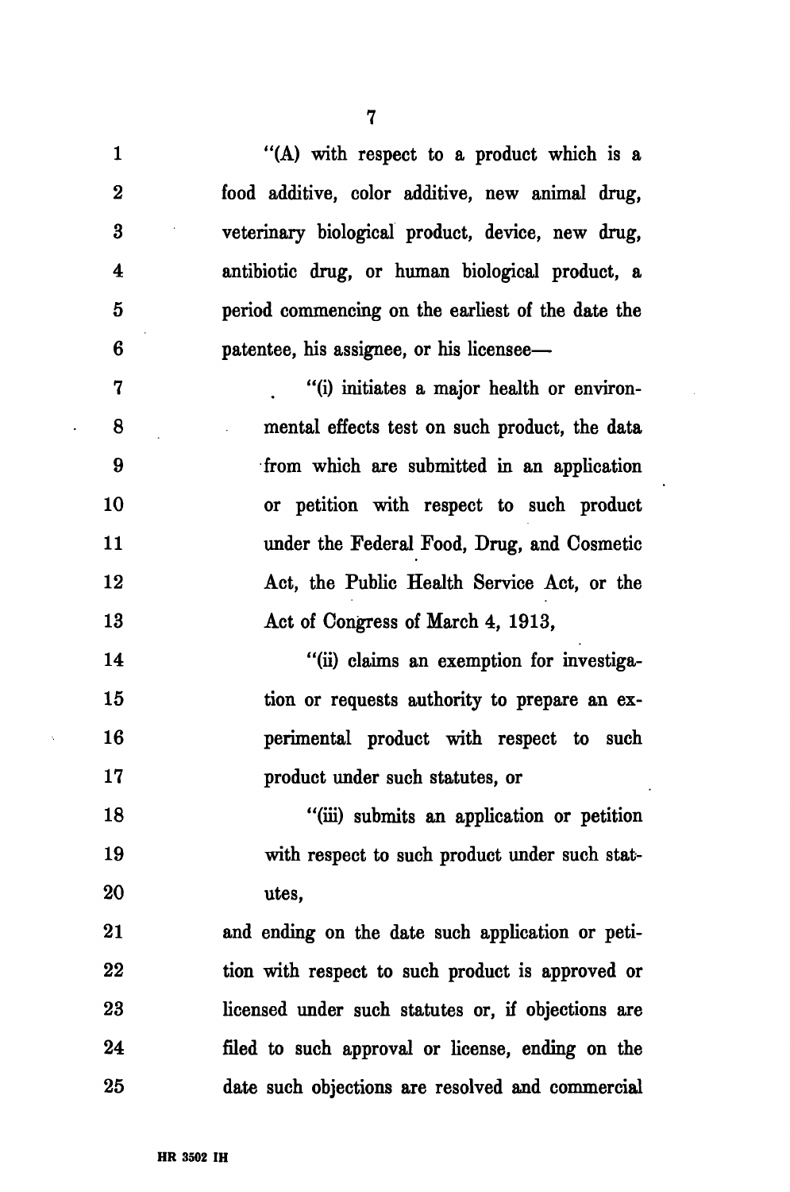"(A) with respect to a product which is a food additive, color additive, new animal drug, veterinary biological product, device, new drug, antibiotic drug, or human biological product, a period commencing on the earliest of the date the patentee, his assignee, or his licensee—

"(i) initiates a major health or environmental effects test on such product, the data from which are submitted in an application or petition with respect to such product under the Federal Food, Drug, and Cosmetic Act, the Public Health Service Act, or the Act of Congress of March 4, 1913,

"(ii) claims an exemption for investigation or requests authority to prepare an experimental product with respect to such product under such statutes, or

"(iii) submits an application or petition with respect to such product under such statutes,

and ending on the date such application or petition with respect to such product is approved or licensed under such statutes or, if objections are filed to such approval or license, ending on the date such objections are resolved and commercial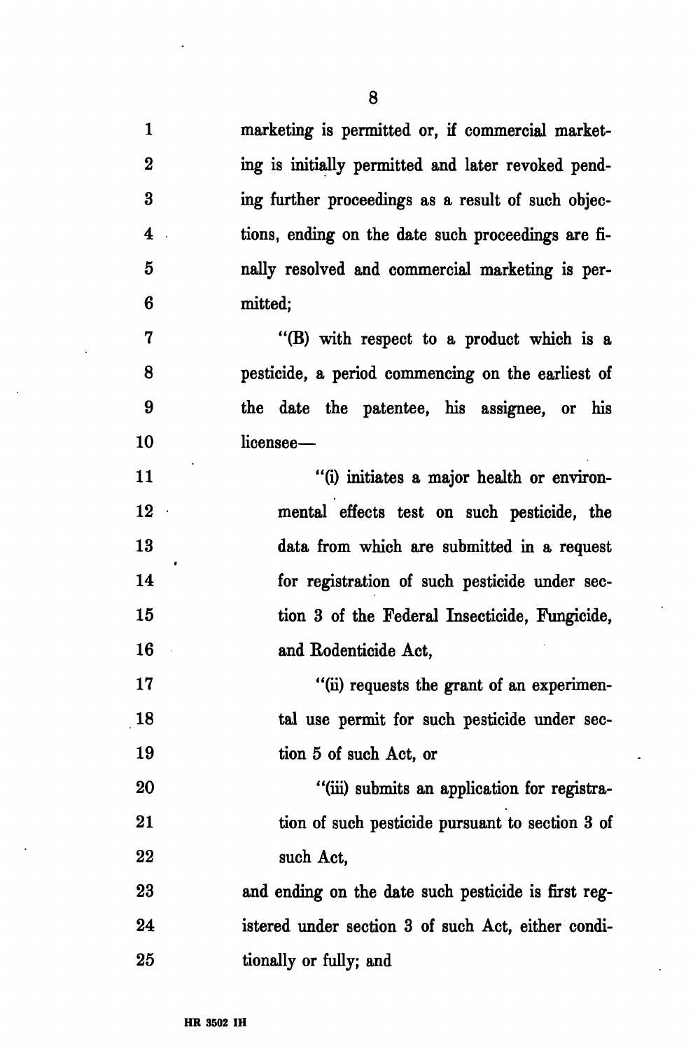marketing is permitted or, if commercial marketing is initially permitted and later revoked pending further proceedings as a result of such objections, ending on the date such proceedings are finally resolved and commercial marketing is permitted;

"(B) with respect to a product which is a pesticide, a period commencing on the earliest of the date the patentee, his assignee, or his licensee—

"(i) initiates a major health or environmental effects test on such pesticide, the data from which are submitted in a request for registration of such pesticide under section 3 of the Federal Insecticide, Fungicide, and Rodenticide Act,

"(ii) requests the grant of an experimental use permit for such pesticide under section 5 of such Act, or

"(iii) submits an application for registration of such pesticide pursuant to section 3 of such Act,

and ending on the date such pesticide is first registered under section 3 of such Act, either conditionally or fully; and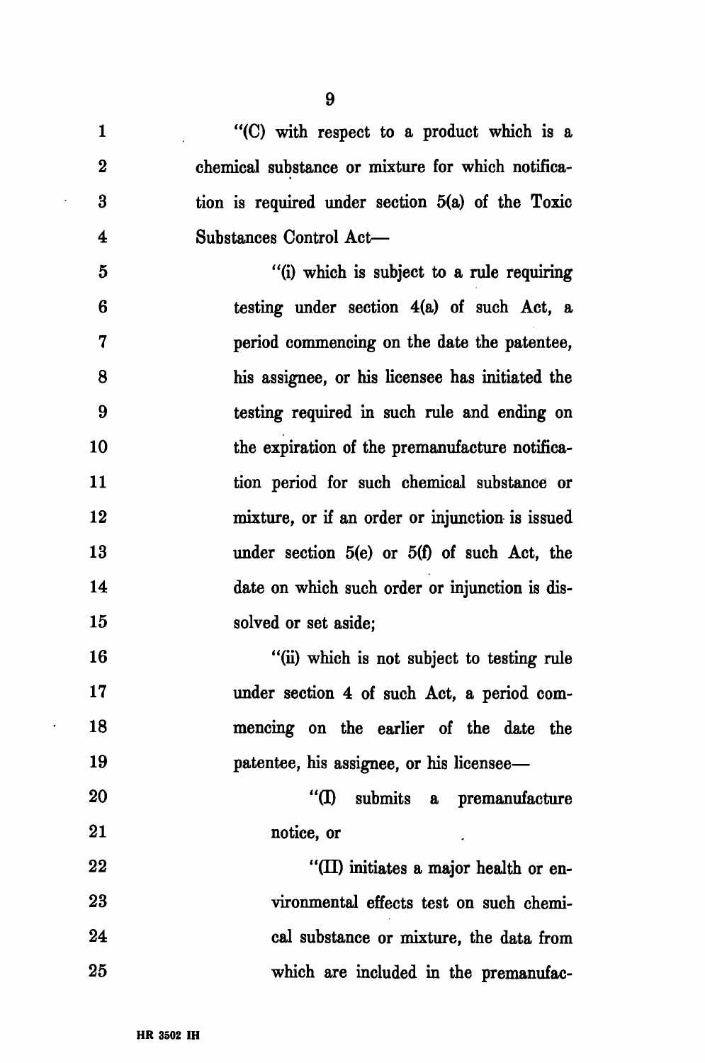"(C) with respect to a product which is a chemical substance or mixture for which notification is required under section 5(a) of the Toxic Substances Control Act—

"(i) which is subject to a rule requiring testing under section 4(a) of such Act, a period commencing on the date the patentee, his assignee, or his licensee has initiated the testing required in such rule and ending on the expiration of the premanufacture notification period for such chemical substance or mixture, or if an order or injunction is issued under section 5(e) or 5(f) of such Act, the date on which such order or injunction is dissolved or set aside;

"(ii) which is not subject to testing rule under section 4 of such Act, a period commencing on the earlier of the date the patentee, his assignee, or his licensee—

"(I) submits a premanufacture notice, or

"(II) initiates a major health or environmental effects test on such chemical substance or mixture, the data from which are included in the premanufac-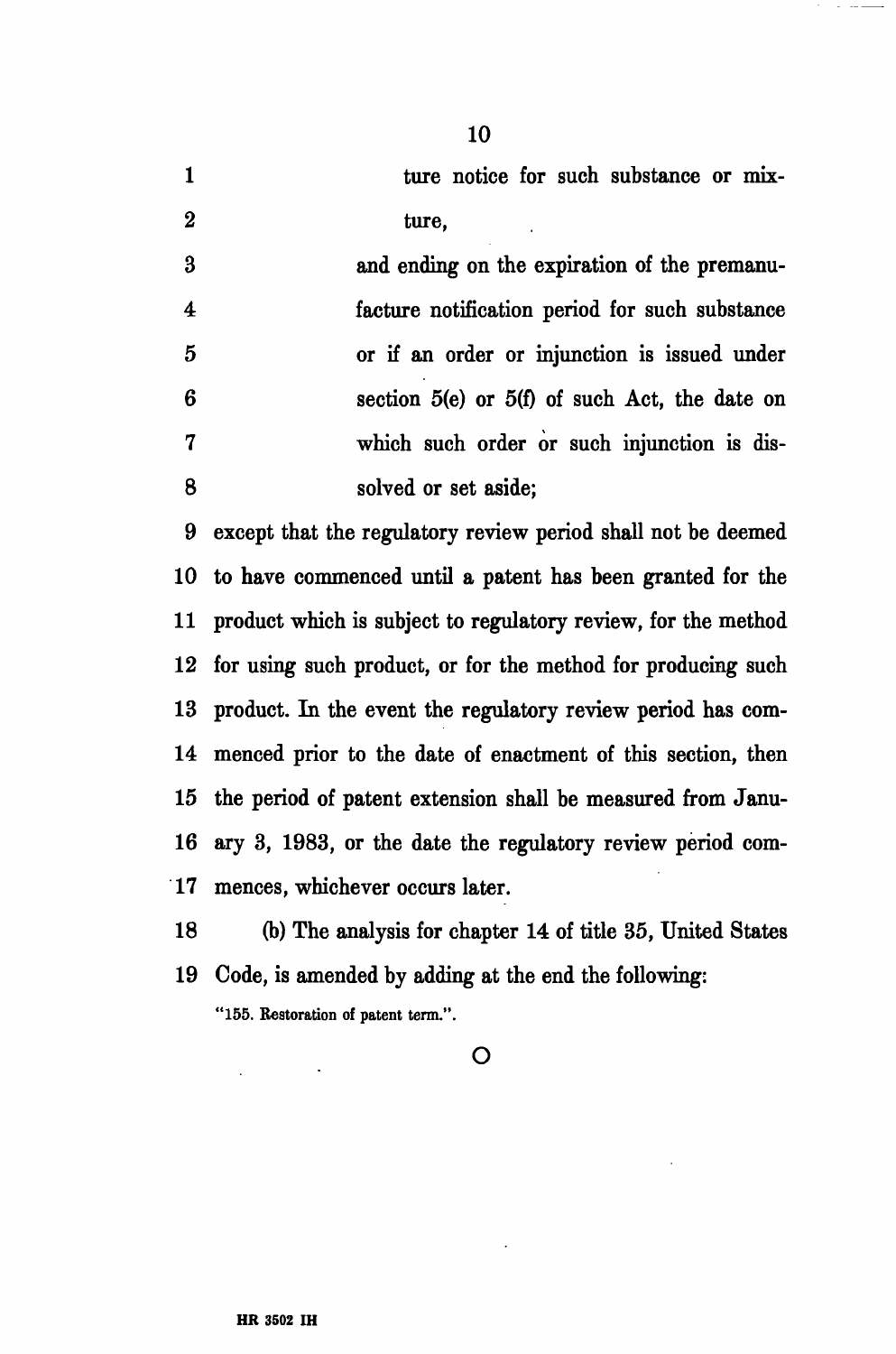ture notice for such substance or mixture,

and ending on the expiration of the premanufacture notification period for such substance or if an order or injunction is issued under section 5(e) or 5(f) of such Act, the date on which such order or such injunction is dissolved or set aside;

except that the regulatory review period shall not be deemed to have commenced until a patent has been granted for the product which is subject to regulatory review, for the method for using such product, or for the method for producing such product. In the event the regulatory review period has commenced prior to the date of enactment of this section, then the period of patent extension shall be measured from January 3, 1983, or the date the regulatory review period commences, whichever occurs later.

(b) The analysis for chapter 14 of title 35, United States Code, is amended by adding at the end the following:

"155. Restoration of patent term.".

HR 3502 IH